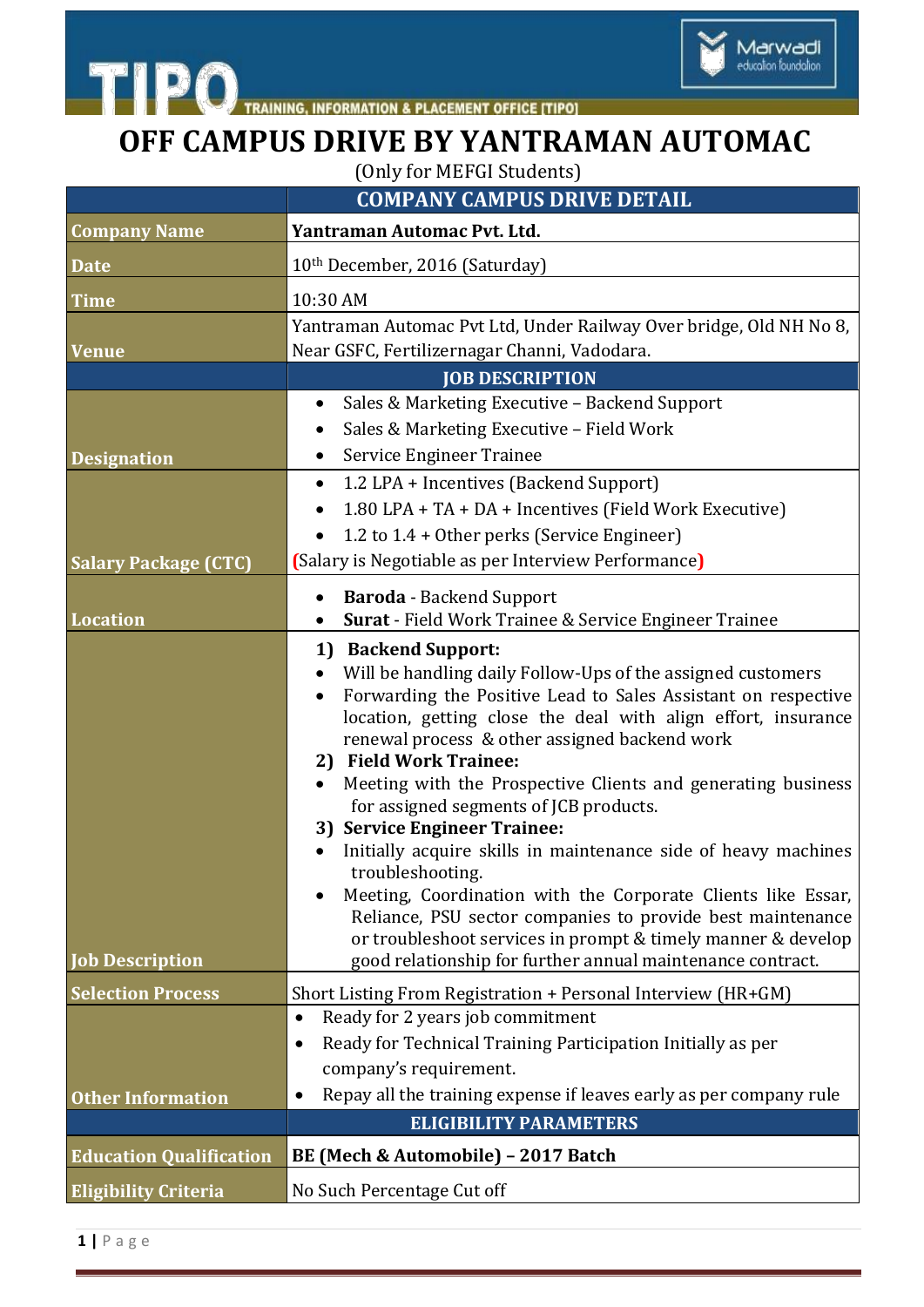TIPO — TRAINING, INFORMATION & PLACEMENT OFFICE [TIPO]

Marwadi education foundation

# OFF CAMPUS DRIVE BY YANTRAMAN AUTOMAC

(Only for MEFGI Students)

| | COMPANY CAMPUS DRIVE DETAIL |
|---|---|
| **Company Name** | **Yantraman Automac Pvt. Ltd.** |
| **Date** | 10th December, 2016 (Saturday) |
| **Time** | 10:30 AM |
| **Venue** | Yantraman Automac Pvt Ltd, Under Railway Over bridge, Old NH No 8, Near GSFC, Fertilizernagar Channi, Vadodara. |
| | **JOB DESCRIPTION** |
| **Designation** | • Sales & Marketing Executive – Backend Support<br>• Sales & Marketing Executive – Field Work<br>• Service Engineer Trainee |
| **Salary Package (CTC)** | • 1.2 LPA + Incentives (Backend Support)<br>• 1.80 LPA + TA + DA + Incentives (Field Work Executive)<br>• 1.2 to 1.4 + Other perks (Service Engineer)<br>(Salary is Negotiable as per Interview Performance) |
| **Location** | • **Baroda** - Backend Support<br>• **Surat** - Field Work Trainee & Service Engineer Trainee |
| **Job Description** | **1) Backend Support:**<br>• Will be handling daily Follow-Ups of the assigned customers<br>• Forwarding the Positive Lead to Sales Assistant on respective location, getting close the deal with align effort, insurance renewal process & other assigned backend work<br>**2) Field Work Trainee:**<br>• Meeting with the Prospective Clients and generating business for assigned segments of JCB products.<br>**3) Service Engineer Trainee:**<br>• Initially acquire skills in maintenance side of heavy machines troubleshooting.<br>• Meeting, Coordination with the Corporate Clients like Essar, Reliance, PSU sector companies to provide best maintenance or troubleshoot services in prompt & timely manner & develop good relationship for further annual maintenance contract. |
| **Selection Process** | Short Listing From Registration + Personal Interview (HR+GM) |
| **Other Information** | • Ready for 2 years job commitment<br>• Ready for Technical Training Participation Initially as per company's requirement.<br>• Repay all the training expense if leaves early as per company rule |
| | **ELIGIBILITY PARAMETERS** |
| **Education Qualification** | **BE (Mech & Automobile) – 2017 Batch** |
| **Eligibility Criteria** | No Such Percentage Cut off |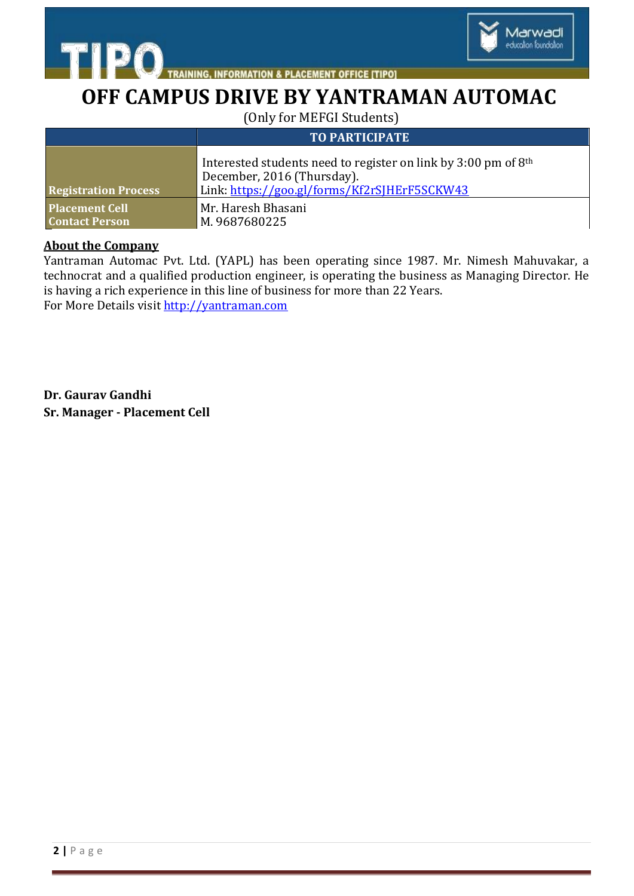# OFF CAMPUS DRIVE BY YANTRAMAN AUTOMAC

(Only for MEFGI Students)

| | TO PARTICIPATE |
|---|---|
| **Registration Process** | Interested students need to register on link by 3:00 pm of 8th December, 2016 (Thursday).<br>Link: https://goo.gl/forms/Kf2rSJHErF5SCKW43 |
| **Placement Cell Contact Person** | Mr. Haresh Bhasani<br>M. 9687680225 |

**About the Company**

Yantraman Automac Pvt. Ltd. (YAPL) has been operating since 1987. Mr. Nimesh Mahuvakar, a technocrat and a qualified production engineer, is operating the business as Managing Director. He is having a rich experience in this line of business for more than 22 Years.

For More Details visit http://yantraman.com

**Dr. Gaurav Gandhi**
**Sr. Manager - Placement Cell**